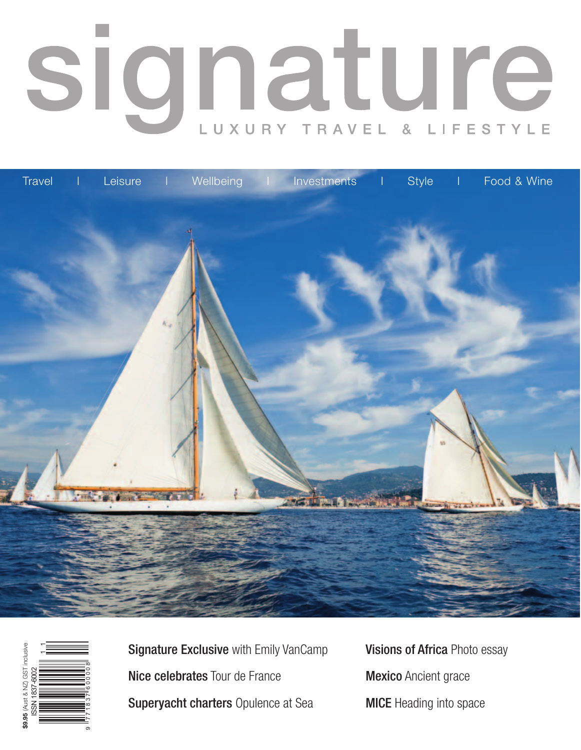# signature

LUXURY TRAVEL & LIFESTYLE

Travel | Leisure | Wellbeing | Investments | Style | Food & Wine

$9.95 (Aust & NZ) GST inclusive
ISSN 1837-6002

**Signature Exclusive** with Emily VanCamp

**Nice celebrates** Tour de France

**Superyacht charters** Opulence at Sea

**Visions of Africa** Photo essay

**Mexico** Ancient grace

**MICE** Heading into space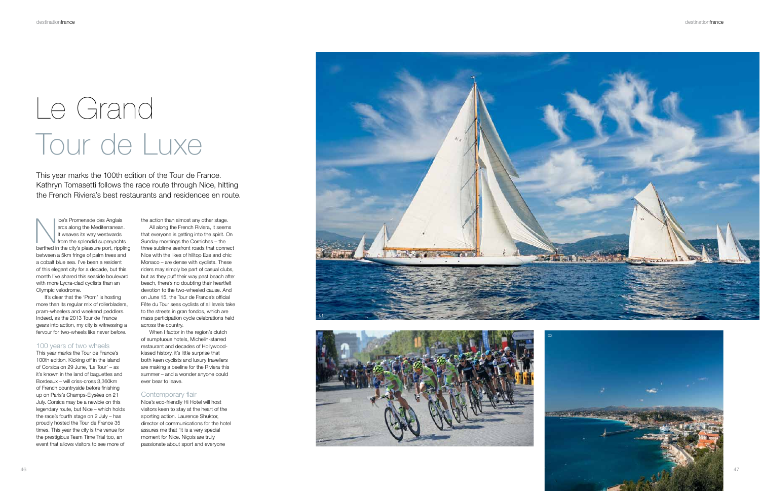# Le Grand Tour de Luxe

This year marks the 100th edition of the Tour de France. Kathryn Tomasetti follows the race route through Nice, hitting the French Riviera's best restaurants and residences en route.

Nice's Promenade des Anglais arcs along the Mediterranean. It weaves its way westwards from the splendid superyachts berthed in the city's pleasure port, rippling between a 5km fringe of palm trees and a cobalt blue sea. I've been a resident of this elegant city for a decade, but this month I've shared this seaside boulevard with more Lycra-clad cyclists than an Olympic velodrome.

It's clear that the 'Prom' is hosting more than its regular mix of rollerbladers, pram-wheelers and weekend peddlers. Indeed, as the 2013 Tour de France gears into action, my city is witnessing a fervour for two-wheels like never before.

## 100 years of two wheels

This year marks the Tour de France's 100th edition. Kicking off in the island of Corsica on 29 June, 'Le Tour' – as it's known in the land of baguettes and Bordeaux – will criss-cross 3,360km of French countryside before finishing up on Paris's Champs-Élysées on 21 July. Corsica may be a newbie on this legendary route, but Nice – which holds the race's fourth stage on 2 July – has proudly hosted the Tour de France 35 times. This year the city is the venue for the prestigious Team Time Trial too, an event that allows visitors to see more of the action than almost any other stage.

All along the French Riviera, it seems that everyone is getting into the spirit. On Sunday mornings the Corniches – the three sublime seafront roads that connect Nice with the likes of hilltop Eze and chic Monaco – are dense with cyclists. These riders may simply be part of casual clubs, but as they puff their way past beach after beach, there's no doubting their heartfelt devotion to the two-wheeled cause. And on June 15, the Tour de France's official Fête du Tour sees cyclists of all levels take to the streets in gran fondos, which are mass participation cycle celebrations held across the country.

When I factor in the region's clutch of sumptuous hotels, Michelin-starred restaurant and decades of Hollywood-kissed history, it's little surprise that both keen cyclists and luxury travellers are making a beeline for the Riviera this summer – and a wonder anyone could ever bear to leave.

## Contemporary flair

Nice's eco-friendly Hi Hotel will host visitors keen to stay at the heart of the sporting action. Laurence Shuktor, director of communications for the hotel assures me that "it is a very special moment for Nice. Niçois are truly passionate about sport and everyone

01

02

03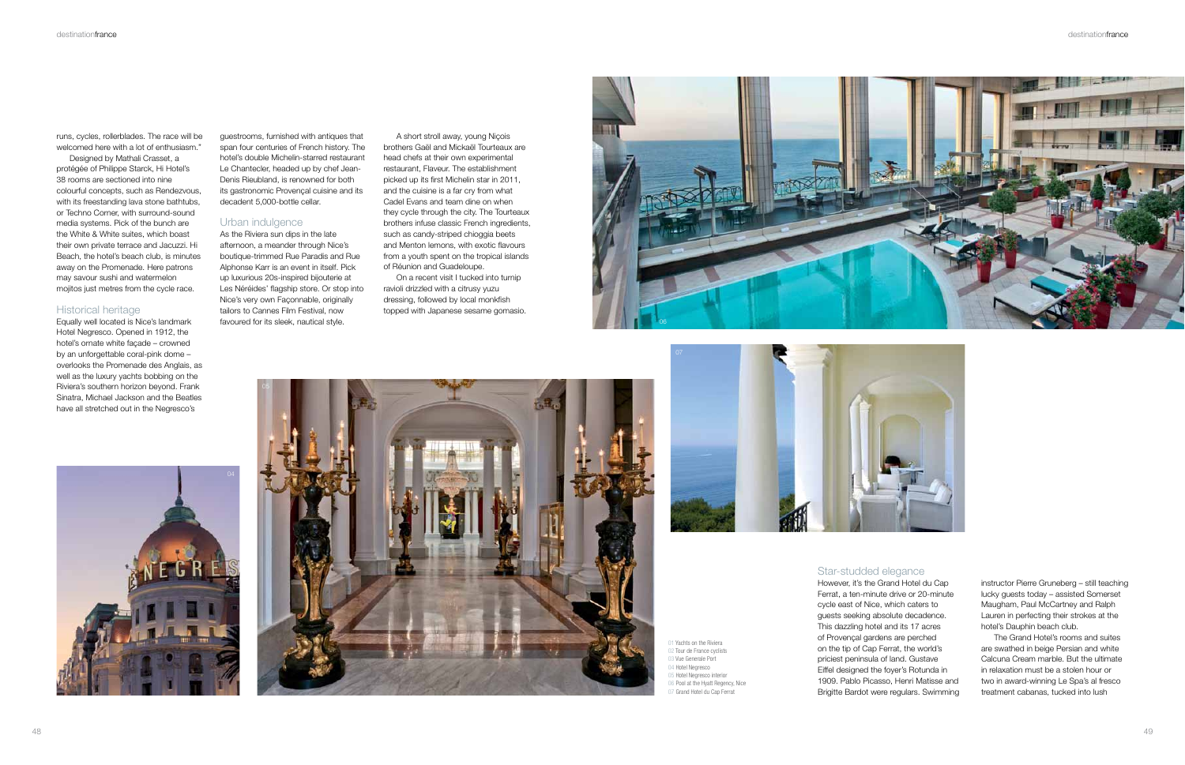runs, cycles, rollerblades. The race will be welcomed here with a lot of enthusiasm."

Designed by Mathali Crasset, a protégée of Philippe Starck, Hi Hotel's 38 rooms are sectioned into nine colourful concepts, such as Rendezvous, with its freestanding lava stone bathtubs, or Techno Corner, with surround-sound media systems. Pick of the bunch are the White & White suites, which boast their own private terrace and Jacuzzi. Hi Beach, the hotel's beach club, is minutes away on the Promenade. Here patrons may savour sushi and watermelon mojitos just metres from the cycle race.

## Historical heritage

Equally well located is Nice's landmark Hotel Negresco. Opened in 1912, the hotel's ornate white façade – crowned by an unforgettable coral-pink dome – overlooks the Promenade des Anglais, as well as the luxury yachts bobbing on the Riviera's southern horizon beyond. Frank Sinatra, Michael Jackson and the Beatles have all stretched out in the Negresco's guestrooms, furnished with antiques that span four centuries of French history. The hotel's double Michelin-starred restaurant Le Chantecler, headed up by chef Jean-Denis Rieubland, is renowned for both its gastronomic Provençal cuisine and its decadent 5,000-bottle cellar.

## Urban indulgence

As the Riviera sun dips in the late afternoon, a meander through Nice's boutique-trimmed Rue Paradis and Rue Alphonse Karr is an event in itself. Pick up luxurious 20s-inspired bijouterie at Les Néréides' flagship store. Or stop into Nice's very own Façonnable, originally tailors to Cannes Film Festival, now favoured for its sleek, nautical style.

A short stroll away, young Niçois brothers Gaël and Mickaël Tourteaux are head chefs at their own experimental restaurant, Flaveur. The establishment picked up its first Michelin star in 2011, and the cuisine is a far cry from what Cadel Evans and team dine on when they cycle through the city. The Tourteaux brothers infuse classic French ingredients, such as candy-striped chioggia beets and Menton lemons, with exotic flavours from a youth spent on the tropical islands of Réunion and Guadeloupe.

On a recent visit I tucked into turnip ravioli drizzled with a citrusy yuzu dressing, followed by local monkfish topped with Japanese sesame gomasio.

## Star-studded elegance

However, it's the Grand Hotel du Cap Ferrat, a ten-minute drive or 20-minute cycle east of Nice, which caters to guests seeking absolute decadence. This dazzling hotel and its 17 acres of Provençal gardens are perched on the tip of Cap Ferrat, the world's priciest peninsula of land. Gustave Eiffel designed the foyer's Rotunda in 1909. Pablo Picasso, Henri Matisse and Brigitte Bardot were regulars. Swimming instructor Pierre Gruneberg – still teaching lucky guests today – assisted Somerset Maugham, Paul McCartney and Ralph Lauren in perfecting their strokes at the hotel's Dauphin beach club.

The Grand Hotel's rooms and suites are swathed in beige Persian and white Calcuna Cream marble. But the ultimate in relaxation must be a stolen hour or two in award-winning Le Spa's al fresco treatment cabanas, tucked into lush

01 Yachts on the Riviera
02 Tour de France cyclists
03 Vue Generale Port
04 Hotel Negresco
05 Hotel Negresco interior
06 Pool at the Hyatt Regency, Nice
07 Grand Hotel du Cap Ferrat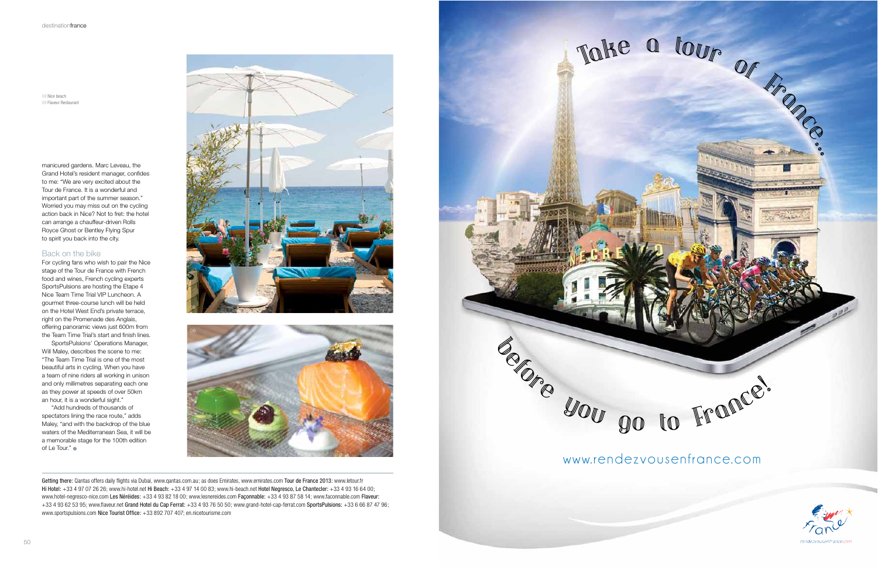08 Nice beach
09 Flaveur Restaurant

manicured gardens. Marc Leveau, the Grand Hotel's resident manager, confides to me: "We are very excited about the Tour de France. It is a wonderful and important part of the summer season." Worried you may miss out on the cycling action back in Nice? Not to fret: the hotel can arrange a chauffeur-driven Rolls Royce Ghost or Bentley Flying Spur to spirit you back into the city.

## Back on the bike

For cycling fans who wish to pair the Nice stage of the Tour de France with French food and wines, French cycling experts SportsPulsions are hosting the Etape 4 Nice Team Time Trial VIP Luncheon. A gourmet three-course lunch will be held on the Hotel West End's private terrace, right on the Promenade des Anglais, offering panoramic views just 600m from the Team Time Trial's start and finish lines.

SportsPulsions' Operations Manager, Will Maley, describes the scene to me: "The Team Time Trial is one of the most beautiful arts in cycling. When you have a team of nine riders all working in unison and only millimetres separating each one as they power at speeds of over 50km an hour, it is a wonderful sight."

"Add hundreds of thousands of spectators lining the race route," adds Maley, "and with the backdrop of the blue waters of the Mediterranean Sea, it will be a memorable stage for the 100th edition of Le Tour."

**Getting there:** Qantas offers daily flights via Dubai, www.qantas.com.au; as does Emirates, www.emirates.com **Tour de France 2013:** www.letour.fr **Hi Hotel:** +33 4 97 07 26 26; www.hi-hotel.net **Hi Beach:** +33 4 97 14 00 83; www.hi-beach.net **Hotel Negresco, Le Chantecler:** +33 4 93 16 64 00; www.hotel-negresco-nice.com **Les Néréides:** +33 4 93 82 18 00; www.lesnereides.com **Façonnable:** +33 4 93 87 58 14; www.faconnable.com **Flaveur:** +33 4 93 62 53 95; www.flaveur.net **Grand Hotel du Cap Ferrat:** +33 4 93 76 50 50; www.grand-hotel-cap-ferrat.com **SportsPulsions:** +33 6 66 87 47 96; www.sportspulsions.com **Nice Tourist Office:** +33 892 707 407; en.nicetourisme.com

Take a tour of France...

before you go to France!

www.rendezvousenfrance.com